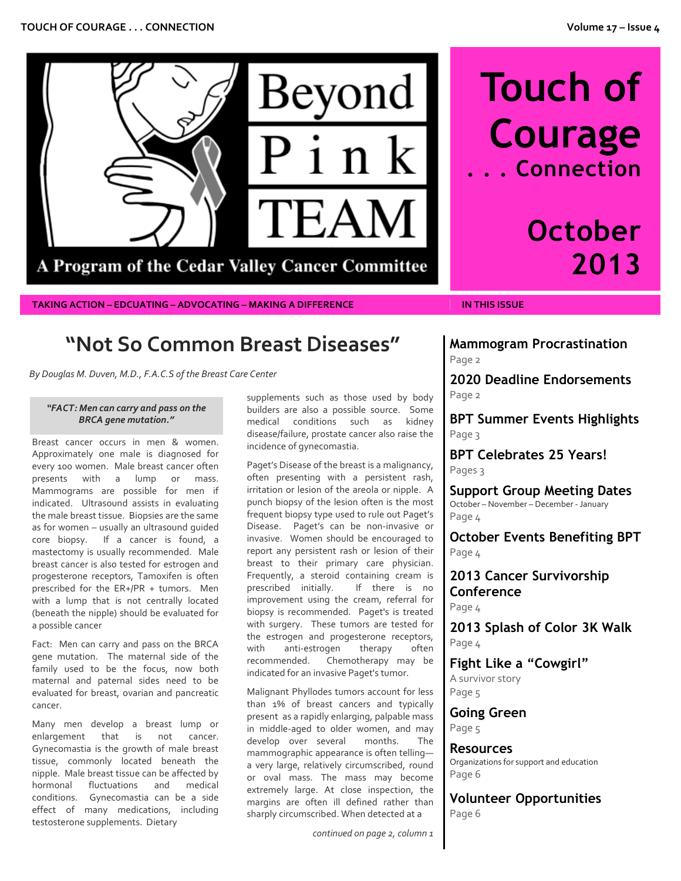Beyond Pink TEAM

A Program of the Cedar Valley Cancer Committee

# Touch of Courage . . . Connection

## October 2013

TAKING ACTION – EDCUATING – ADVOCATING – MAKING A DIFFERENCE

# "Not So Common Breast Diseases"

*By Douglas M. Duven, M.D., F.A.C.S of the Breast Care Center*

> ***"FACT: Men can carry and pass on the BRCA gene mutation."***

Breast cancer occurs in men & women. Approximately one male is diagnosed for every 100 women. Male breast cancer often presents with a lump or mass. Mammograms are possible for men if indicated. Ultrasound assists in evaluating the male breast tissue. Biopsies are the same as for women – usually an ultrasound guided core biopsy. If a cancer is found, a mastectomy is usually recommended. Male breast cancer is also tested for estrogen and progesterone receptors, Tamoxifen is often prescribed for the ER+/PR + tumors. Men with a lump that is not centrally located (beneath the nipple) should be evaluated for a possible cancer

Fact: Men can carry and pass on the BRCA gene mutation. The maternal side of the family used to be the focus, now both maternal and paternal sides need to be evaluated for breast, ovarian and pancreatic cancer.

Many men develop a breast lump or enlargement that is not cancer. Gynecomastia is the growth of male breast tissue, commonly located beneath the nipple. Male breast tissue can be affected by hormonal fluctuations and medical conditions. Gynecomastia can be a side effect of many medications, including testosterone supplements. Dietary supplements such as those used by body builders are also a possible source. Some medical conditions such as kidney disease/failure, prostate cancer also raise the incidence of gynecomastia.

Paget's Disease of the breast is a malignancy, often presenting with a persistent rash, irritation or lesion of the areola or nipple. A punch biopsy of the lesion often is the most frequent biopsy type used to rule out Paget's Disease. Paget's can be non-invasive or invasive. Women should be encouraged to report any persistent rash or lesion of their breast to their primary care physician. Frequently, a steroid containing cream is prescribed initially. If there is no improvement using the cream, referral for biopsy is recommended. Paget's is treated with surgery. These tumors are tested for the estrogen and progesterone receptors, with anti-estrogen therapy often recommended. Chemotherapy may be indicated for an invasive Paget's tumor.

Malignant Phyllodes tumors account for less than 1% of breast cancers and typically present as a rapidly enlarging, palpable mass in middle-aged to older women, and may develop over several months. The mammographic appearance is often telling—a very large, relatively circumscribed, round or oval mass. The mass may become extremely large. At close inspection, the margins are often ill defined rather than sharply circumscribed. When detected at a

*continued on page 2, column 1*

## IN THIS ISSUE

**Mammogram Procrastination**
Page 2

**2020 Deadline Endorsements**
Page 2

**BPT Summer Events Highlights**
Page 3

**BPT Celebrates 25 Years!**
Pages 3

**Support Group Meeting Dates**
October – November – December - January
Page 4

**October Events Benefiting BPT**
Page 4

**2013 Cancer Survivorship Conference**
Page 4

**2013 Splash of Color 3K Walk**
Page 4

**Fight Like a "Cowgirl"**
A survivor story
Page 5

**Going Green**
Page 5

**Resources**
Organizations for support and education
Page 6

**Volunteer Opportunities**
Page 6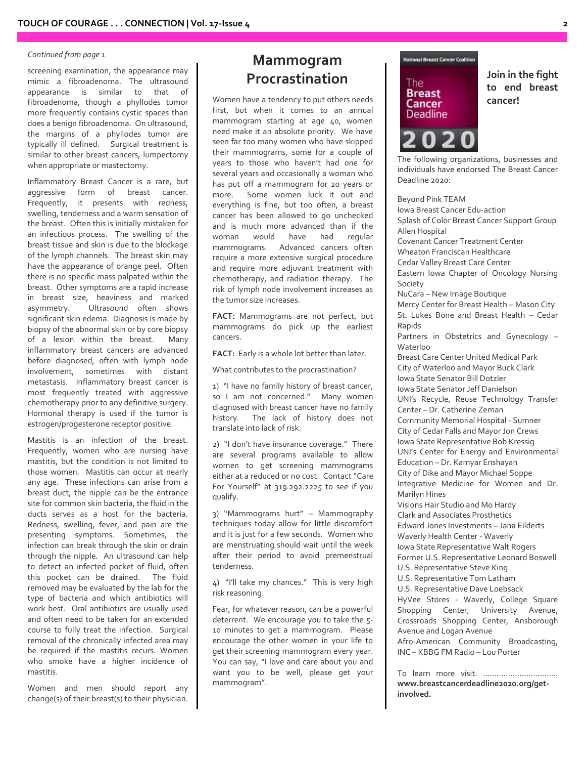*Continued from page 1*

screening examination, the appearance may mimic a fibroadenoma. The ultrasound appearance is similar to that of fibroadenoma, though a phyllodes tumor more frequently contains cystic spaces than does a benign fibroadenoma. On ultrasound, the margins of a phyllodes tumor are typically ill defined. Surgical treatment is similar to other breast cancers, lumpectomy when appropriate or mastectomy.

Inflammatory Breast Cancer is a rare, but aggressive form of breast cancer. Frequently, it presents with redness, swelling, tenderness and a warm sensation of the breast. Often this is initially mistaken for an infectious process. The swelling of the breast tissue and skin is due to the blockage of the lymph channels. The breast skin may have the appearance of orange peel. Often there is no specific mass palpated within the breast. Other symptoms are a rapid increase in breast size, heaviness and marked asymmetry. Ultrasound often shows significant skin edema. Diagnosis is made by biopsy of the abnormal skin or by core biopsy of a lesion within the breast. Many inflammatory breast cancers are advanced before diagnosed, often with lymph node involvement, sometimes with distant metastasis. Inflammatory breast cancer is most frequently treated with aggressive chemotherapy prior to any definitive surgery. Hormonal therapy is used if the tumor is estrogen/progesterone receptor positive.

Mastitis is an infection of the breast. Frequently, women who are nursing have mastitis, but the condition is not limited to those women. Mastitis can occur at nearly any age. These infections can arise from a breast duct, the nipple can be the entrance site for common skin bacteria, the fluid in the ducts serves as a host for the bacteria. Redness, swelling, fever, and pain are the presenting symptoms. Sometimes, the infection can break through the skin or drain through the nipple. An ultrasound can help to detect an infected pocket of fluid, often this pocket can be drained. The fluid removed may be evaluated by the lab for the type of bacteria and which antibiotics will work best. Oral antibiotics are usually used and often need to be taken for an extended course to fully treat the infection. Surgical removal of the chronically infected area may be required if the mastitis recurs. Women who smoke have a higher incidence of mastitis.

Women and men should report any change(s) of their breast(s) to their physician.

# Mammogram Procrastination

Women have a tendency to put others needs first, but when it comes to an annual mammogram starting at age 40, women need make it an absolute priority. We have seen far too many women who have skipped their mammograms, some for a couple of years to those who haven't had one for several years and occasionally a woman who has put off a mammogram for 20 years or more. Some women luck it out and everything is fine, but too often, a breast cancer has been allowed to go unchecked and is much more advanced than if the woman would have had regular mammograms. Advanced cancers often require a more extensive surgical procedure and require more adjuvant treatment with chemotherapy, and radiation therapy. The risk of lymph node involvement increases as the tumor size increases.

**FACT:** Mammograms are not perfect, but mammograms do pick up the earliest cancers.

**FACT:** Early is a whole lot better than later.

What contributes to the procrastination?

1) "I have no family history of breast cancer, so I am not concerned." Many women diagnosed with breast cancer have no family history. The lack of history does not translate into lack of risk.

2) "I don't have insurance coverage." There are several programs available to allow women to get screening mammograms either at a reduced or no cost. Contact "Care For Yourself" at 319.292.2225 to see if you qualify.

3) "Mammograms hurt" – Mammography techniques today allow for little discomfort and it is just for a few seconds. Women who are menstruating should wait until the week after their period to avoid premenstrual tenderness.

4) "I'll take my chances." This is very high risk reasoning.

Fear, for whatever reason, can be a powerful deterrent. We encourage you to take the 5-10 minutes to get a mammogram. Please encourage the other women in your life to get their screening mammogram every year. You can say, "I love and care about you and want you to be well, please get your mammogram".

National Breast Cancer Coalition

The Breast Cancer Deadline 2020

**Join in the fight to end breast cancer!**

The following organizations, businesses and individuals have endorsed The Breast Cancer Deadline 2020:

Beyond Pink TEAM
Iowa Breast Cancer Edu-action
Splash of Color Breast Cancer Support Group
Allen Hospital
Covenant Cancer Treatment Center
Wheaton Franciscan Healthcare
Cedar Valley Breast Care Center
Eastern Iowa Chapter of Oncology Nursing Society
NuCara – New Image Boutique
Mercy Center for Breast Health – Mason City
St. Lukes Bone and Breast Health – Cedar Rapids
Partners in Obstetrics and Gynecology – Waterloo
Breast Care Center United Medical Park
City of Waterloo and Mayor Buck Clark
Iowa State Senator Bill Dotzler
Iowa State Senator Jeff Danielson
UNI's Recycle, Reuse Technology Transfer Center – Dr. Catherine Zeman
Community Memorial Hospital - Sumner
City of Cedar Falls and Mayor Jon Crews
Iowa State Representative Bob Kressig
UNI's Center for Energy and Environmental Education – Dr. Kamyar Enshayan
City of Dike and Mayor Michael Soppe
Integrative Medicine for Women and Dr. Marilyn Hines
Visions Hair Studio and Mo Hardy
Clark and Associates Prosthetics
Edward Jones Investments – Jana Eilderts
Waverly Health Center - Waverly
Iowa State Representative Walt Rogers
Former U.S. Representative Leonard Boswell
U.S. Representative Steve King
U.S. Representative Tom Latham
U.S. Representative Dave Loebsack
HyVee Stores - Waverly, College Square Shopping Center, University Avenue, Crossroads Shopping Center, Ansborough Avenue and Logan Avenue
Afro-American Community Broadcasting, INC – KBBG FM Radio – Lou Porter

To learn more visit. ................................ **www.breastcancerdeadline2020.org/get-involved.**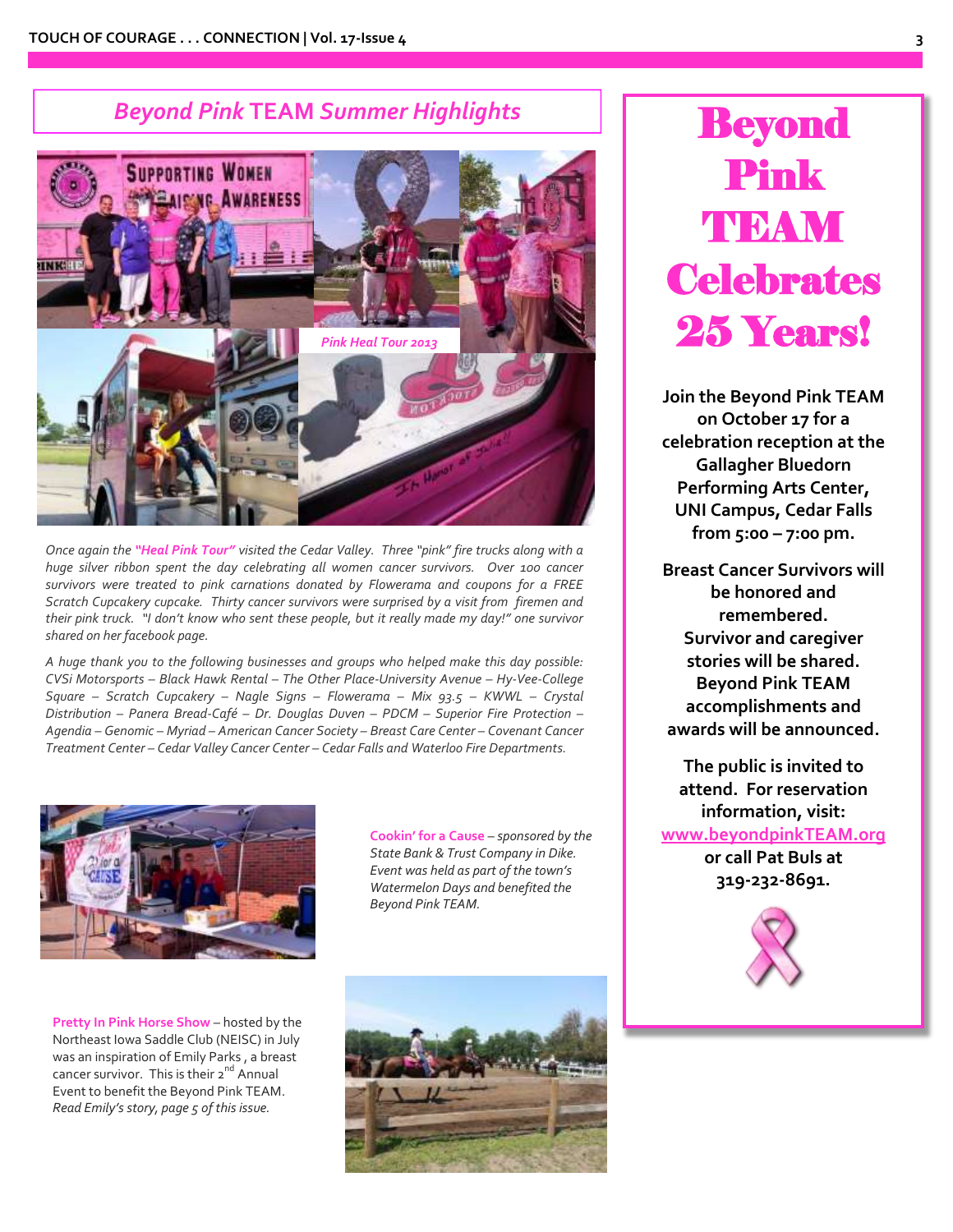## *Beyond Pink* TEAM *Summer Highlights*

*Pink Heal Tour 2013*

*Once again the* ***"Heal Pink Tour"*** *visited the Cedar Valley. Three "pink" fire trucks along with a huge silver ribbon spent the day celebrating all women cancer survivors. Over 100 cancer survivors were treated to pink carnations donated by Flowerama and coupons for a FREE Scratch Cupcakery cupcake. Thirty cancer survivors were surprised by a visit from firemen and their pink truck. "I don't know who sent these people, but it really made my day!" one survivor shared on her facebook page.*

*A huge thank you to the following businesses and groups who helped make this day possible: CVSi Motorsports – Black Hawk Rental – The Other Place-University Avenue – Hy-Vee-College Square – Scratch Cupcakery – Nagle Signs – Flowerama – Mix 93.5 – KWWL – Crystal Distribution – Panera Bread-Café – Dr. Douglas Duven – PDCM – Superior Fire Protection – Agendia – Genomic – Myriad – American Cancer Society – Breast Care Center – Covenant Cancer Treatment Center – Cedar Valley Cancer Center – Cedar Falls and Waterloo Fire Departments.*

**Cookin' for a Cause** – *sponsored by the State Bank & Trust Company in Dike. Event was held as part of the town's Watermelon Days and benefited the Beyond Pink TEAM.*

**Pretty In Pink Horse Show** – hosted by the Northeast Iowa Saddle Club (NEISC) in July was an inspiration of Emily Parks, a breast cancer survivor. This is their 2nd Annual Event to benefit the Beyond Pink TEAM. *Read Emily's story, page 5 of this issue.*

# Beyond Pink TEAM Celebrates 25 Years!

**Join the Beyond Pink TEAM on October 17 for a celebration reception at the Gallagher Bluedorn Performing Arts Center, UNI Campus, Cedar Falls from 5:00 – 7:00 pm.**

**Breast Cancer Survivors will be honored and remembered. Survivor and caregiver stories will be shared. Beyond Pink TEAM accomplishments and awards will be announced.**

**The public is invited to attend. For reservation information, visit: www.beyondpinkTEAM.org or call Pat Buls at 319-232-8691.**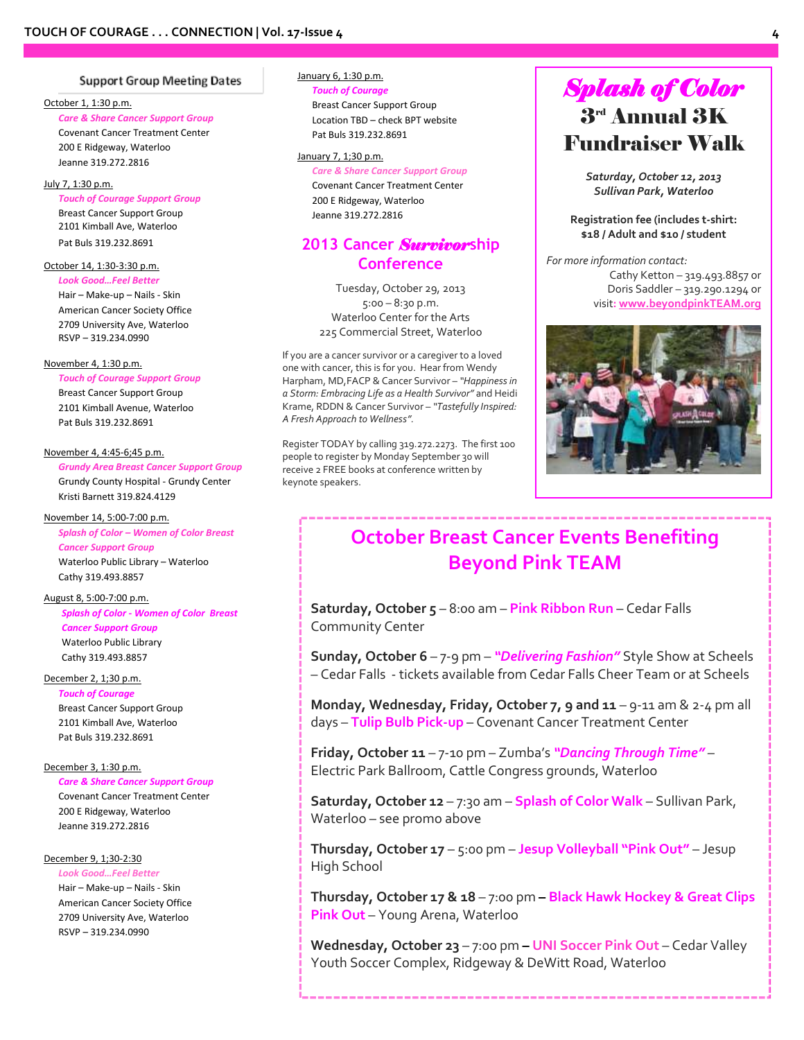## Support Group Meeting Dates

October 1, 1:30 p.m.
*Care & Share Cancer Support Group*
Covenant Cancer Treatment Center
200 E Ridgeway, Waterloo
Jeanne 319.272.2816

July 7, 1:30 p.m.
*Touch of Courage Support Group*
Breast Cancer Support Group
2101 Kimball Ave, Waterloo
Pat Buls 319.232.8691

October 14, 1:30-3:30 p.m.
*Look Good…Feel Better*
Hair – Make-up – Nails - Skin
American Cancer Society Office
2709 University Ave, Waterloo
RSVP – 319.234.0990

November 4, 1:30 p.m.
*Touch of Courage Support Group*
Breast Cancer Support Group
2101 Kimball Avenue, Waterloo
Pat Buls 319.232.8691

November 4, 4:45-6;45 p.m.
*Grundy Area Breast Cancer Support Group*
Grundy County Hospital - Grundy Center
Kristi Barnett 319.824.4129

November 14, 5:00-7:00 p.m.
*Splash of Color – Women of Color Breast Cancer Support Group*
Waterloo Public Library – Waterloo
Cathy 319.493.8857

August 8, 5:00-7:00 p.m.
*Splash of Color - Women of Color Breast Cancer Support Group*
Waterloo Public Library
Cathy 319.493.8857

December 2, 1;30 p.m.
*Touch of Courage*
Breast Cancer Support Group
2101 Kimball Ave, Waterloo
Pat Buls 319.232.8691

December 3, 1:30 p.m.
*Care & Share Cancer Support Group*
Covenant Cancer Treatment Center
200 E Ridgeway, Waterloo
Jeanne 319.272.2816

December 9, 1;30-2:30
*Look Good…Feel Better*
Hair – Make-up – Nails - Skin
American Cancer Society Office
2709 University Ave, Waterloo
RSVP – 319.234.0990

January 6, 1:30 p.m.
*Touch of Courage*
Breast Cancer Support Group
Location TBD – check BPT website
Pat Buls 319.232.8691

January 7, 1;30 p.m.
*Care & Share Cancer Support Group*
Covenant Cancer Treatment Center
200 E Ridgeway, Waterloo
Jeanne 319.272.2816

## 2013 Cancer *Survivor*ship Conference

Tuesday, October 29, 2013
5:00 – 8:30 p.m.
Waterloo Center for the Arts
225 Commercial Street, Waterloo

If you are a cancer survivor or a caregiver to a loved one with cancer, this is for you. Hear from Wendy Harpham, MD,FACP & Cancer Survivor – *"Happiness in a Storm: Embracing Life as a Health Survivor"* and Heidi Krame, RDDN & Cancer Survivor – *"Tastefully Inspired: A Fresh Approach to Wellness".*

Register TODAY by calling 319.272.2273. The first 100 people to register by Monday September 30 will receive 2 FREE books at conference written by keynote speakers.

## *Splash of Color*
## 3rd Annual 3K Fundraiser Walk

***Saturday, October 12, 2013***
***Sullivan Park, Waterloo***

**Registration fee (includes t-shirt: $18 / Adult and $10 / student**

*For more information contact:*
Cathy Ketton – 319.493.8857 or
Doris Saddler – 319.290.1294 or
visit: **www.beyondpinkTEAM.org**

## October Breast Cancer Events Benefiting Beyond Pink TEAM

**Saturday, October 5** – 8:00 am – **Pink Ribbon Run** – Cedar Falls Community Center

**Sunday, October 6** – 7-9 pm – ***"Delivering Fashion"*** Style Show at Scheels – Cedar Falls - tickets available from Cedar Falls Cheer Team or at Scheels

**Monday, Wednesday, Friday, October 7, 9 and 11** – 9-11 am & 2-4 pm all days – **Tulip Bulb Pick-up** – Covenant Cancer Treatment Center

**Friday, October 11** – 7-10 pm – Zumba's ***"Dancing Through Time"*** – Electric Park Ballroom, Cattle Congress grounds, Waterloo

**Saturday, October 12** – 7:30 am – **Splash of Color Walk** – Sullivan Park, Waterloo – see promo above

**Thursday, October 17** – 5:00 pm – **Jesup Volleyball "Pink Out"** – Jesup High School

**Thursday, October 17 & 18** – 7:00 pm – **Black Hawk Hockey & Great Clips Pink Out** – Young Arena, Waterloo

**Wednesday, October 23** – 7:00 pm – **UNI Soccer Pink Out** – Cedar Valley Youth Soccer Complex, Ridgeway & DeWitt Road, Waterloo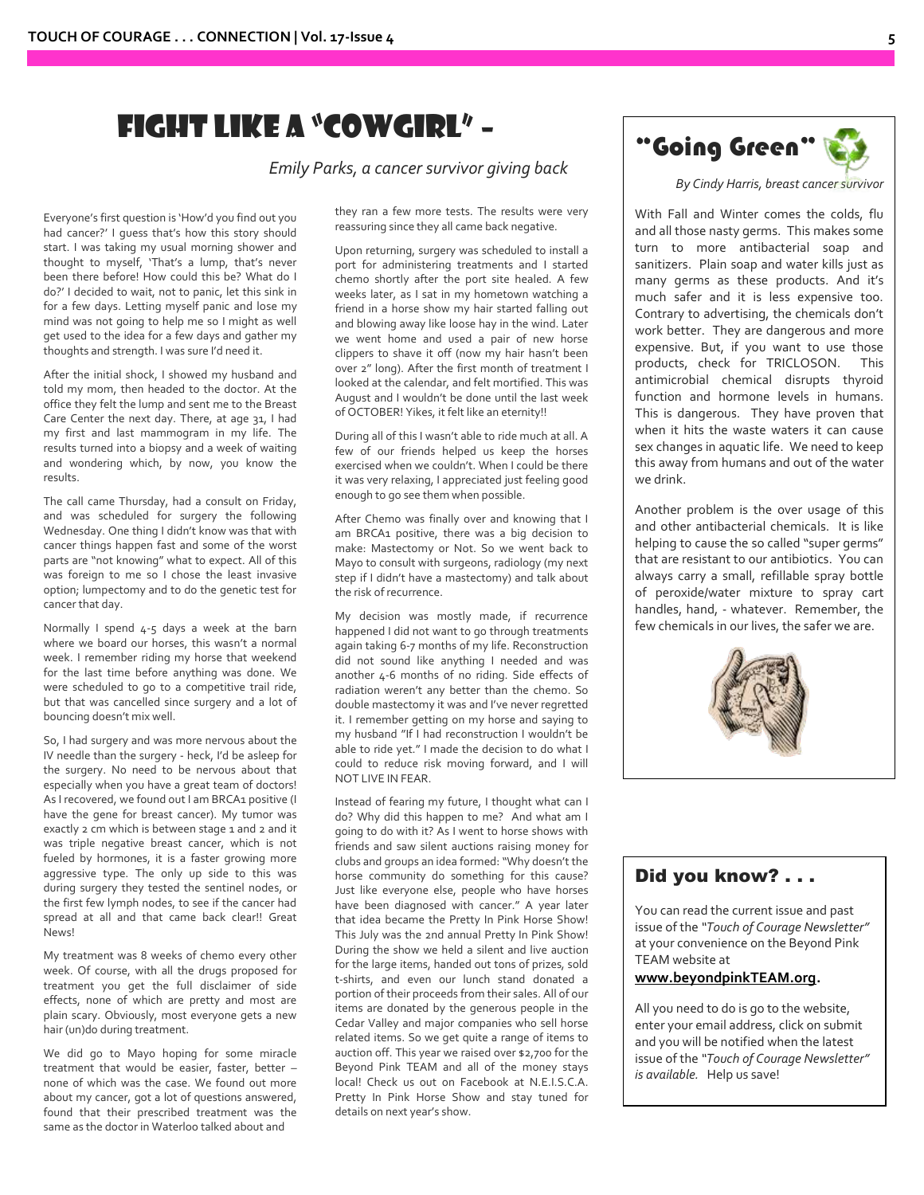# Fight Like a "Cowgirl" –

*Emily Parks, a cancer survivor giving back*

Everyone's first question is 'How'd you find out you had cancer?' I guess that's how this story should start. I was taking my usual morning shower and thought to myself, 'That's a lump, that's never been there before! How could this be? What do I do?' I decided to wait, not to panic, let this sink in for a few days. Letting myself panic and lose my mind was not going to help me so I might as well get used to the idea for a few days and gather my thoughts and strength. I was sure I'd need it.

After the initial shock, I showed my husband and told my mom, then headed to the doctor. At the office they felt the lump and sent me to the Breast Care Center the next day. There, at age 31, I had my first and last mammogram in my life. The results turned into a biopsy and a week of waiting and wondering which, by now, you know the results.

The call came Thursday, had a consult on Friday, and was scheduled for surgery the following Wednesday. One thing I didn't know was that with cancer things happen fast and some of the worst parts are "not knowing" what to expect. All of this was foreign to me so I chose the least invasive option; lumpectomy and to do the genetic test for cancer that day.

Normally I spend 4-5 days a week at the barn where we board our horses, this wasn't a normal week. I remember riding my horse that weekend for the last time before anything was done. We were scheduled to go to a competitive trail ride, but that was cancelled since surgery and a lot of bouncing doesn't mix well.

So, I had surgery and was more nervous about the IV needle than the surgery - heck, I'd be asleep for the surgery. No need to be nervous about that especially when you have a great team of doctors! As I recovered, we found out I am BRCA1 positive (I have the gene for breast cancer). My tumor was exactly 2 cm which is between stage 1 and 2 and it was triple negative breast cancer, which is not fueled by hormones, it is a faster growing more aggressive type. The only up side to this was during surgery they tested the sentinel nodes, or the first few lymph nodes, to see if the cancer had spread at all and that came back clear!! Great News!

My treatment was 8 weeks of chemo every other week. Of course, with all the drugs proposed for treatment you get the full disclaimer of side effects, none of which are pretty and most are plain scary. Obviously, most everyone gets a new hair (un)do during treatment.

We did go to Mayo hoping for some miracle treatment that would be easier, faster, better – none of which was the case. We found out more about my cancer, got a lot of questions answered, found that their prescribed treatment was the same as the doctor in Waterloo talked about and they ran a few more tests. The results were very reassuring since they all came back negative.

Upon returning, surgery was scheduled to install a port for administering treatments and I started chemo shortly after the port site healed. A few weeks later, as I sat in my hometown watching a friend in a horse show my hair started falling out and blowing away like loose hay in the wind. Later we went home and used a pair of new horse clippers to shave it off (now my hair hasn't been over 2" long). After the first month of treatment I looked at the calendar, and felt mortified. This was August and I wouldn't be done until the last week of OCTOBER! Yikes, it felt like an eternity!!

During all of this I wasn't able to ride much at all. A few of our friends helped us keep the horses exercised when we couldn't. When I could be there it was very relaxing, I appreciated just feeling good enough to go see them when possible.

After Chemo was finally over and knowing that I am BRCA1 positive, there was a big decision to make: Mastectomy or Not. So we went back to Mayo to consult with surgeons, radiology (my next step if I didn't have a mastectomy) and talk about the risk of recurrence.

My decision was mostly made, if recurrence happened I did not want to go through treatments again taking 6-7 months of my life. Reconstruction did not sound like anything I needed and was another 4-6 months of no riding. Side effects of radiation weren't any better than the chemo. So double mastectomy it was and I've never regretted it. I remember getting on my horse and saying to my husband "If I had reconstruction I wouldn't be able to ride yet." I made the decision to do what I could to reduce risk moving forward, and I will NOT LIVE IN FEAR.

Instead of fearing my future, I thought what can I do? Why did this happen to me? And what am I going to do with it? As I went to horse shows with friends and saw silent auctions raising money for clubs and groups an idea formed: "Why doesn't the horse community do something for this cause? Just like everyone else, people who have horses have been diagnosed with cancer." A year later that idea became the Pretty In Pink Horse Show! This July was the 2nd annual Pretty In Pink Show! During the show we held a silent and live auction for the large items, handed out tons of prizes, sold t-shirts, and even our lunch stand donated a portion of their proceeds from their sales. All of our items are donated by the generous people in the Cedar Valley and major companies who sell horse related items. So we get quite a range of items to auction off. This year we raised over $2,700 for the Beyond Pink TEAM and all of the money stays local! Check us out on Facebook at N.E.I.S.C.A. Pretty In Pink Horse Show and stay tuned for details on next year's show.

# "Going Green"

*By Cindy Harris, breast cancer survivor*

With Fall and Winter comes the colds, flu and all those nasty germs. This makes some turn to more antibacterial soap and sanitizers. Plain soap and water kills just as many germs as these products. And it's much safer and it is less expensive too. Contrary to advertising, the chemicals don't work better. They are dangerous and more expensive. But, if you want to use those products, check for TRICLOSON. This antimicrobial chemical disrupts thyroid function and hormone levels in humans. This is dangerous. They have proven that when it hits the waste waters it can cause sex changes in aquatic life. We need to keep this away from humans and out of the water we drink.

Another problem is the over usage of this and other antibacterial chemicals. It is like helping to cause the so called "super germs" that are resistant to our antibiotics. You can always carry a small, refillable spray bottle of peroxide/water mixture to spray cart handles, hand, - whatever. Remember, the few chemicals in our lives, the safer we are.

## Did you know? . . .

You can read the current issue and past issue of the *"Touch of Courage Newsletter"* at your convenience on the Beyond Pink TEAM website at **www.beyondpinkTEAM.org**.

All you need to do is go to the website, enter your email address, click on submit and you will be notified when the latest issue of the *"Touch of Courage Newsletter" is available.* Help us save!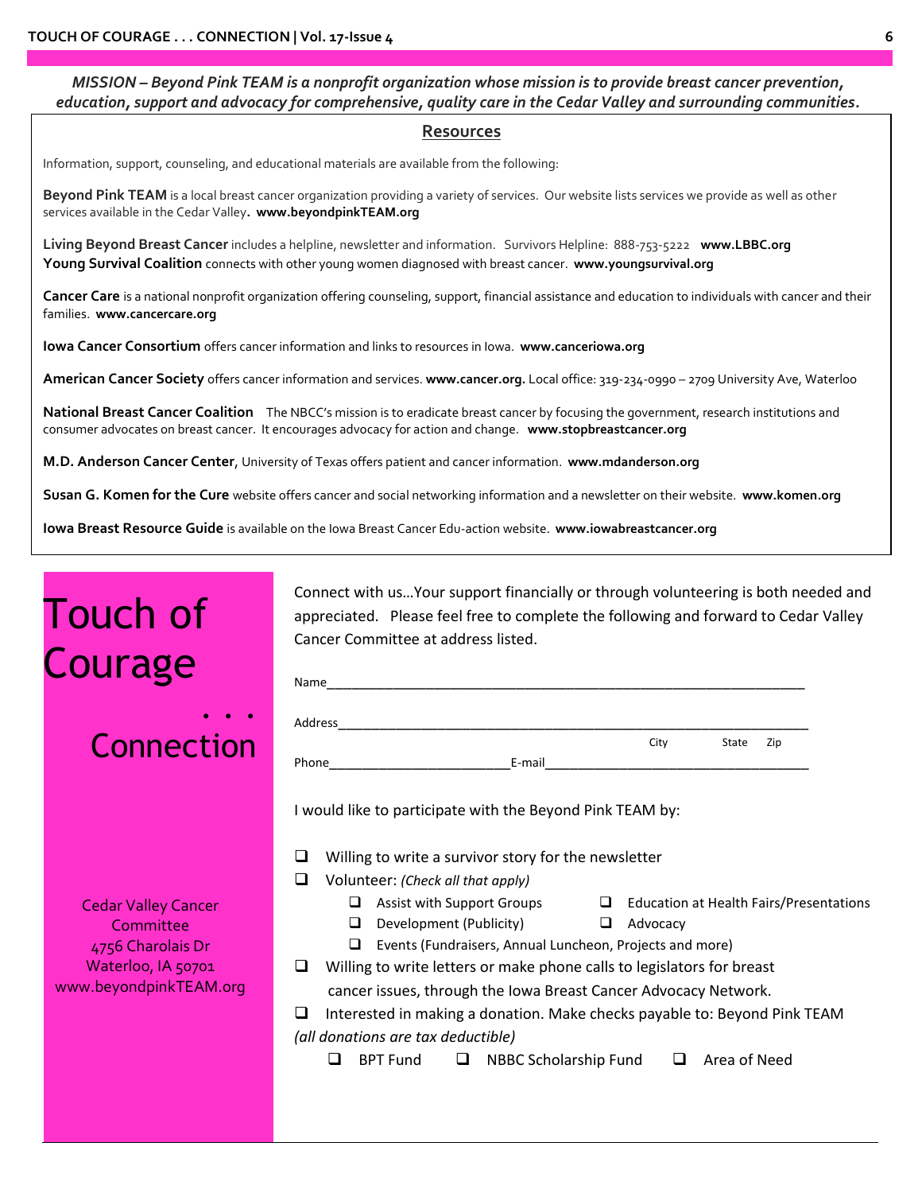*MISSION – Beyond Pink TEAM is a nonprofit organization whose mission is to provide breast cancer prevention, education, support and advocacy for comprehensive, quality care in the Cedar Valley and surrounding communities.*

## Resources

Information, support, counseling, and educational materials are available from the following:

**Beyond Pink TEAM** is a local breast cancer organization providing a variety of services. Our website lists services we provide as well as other services available in the Cedar Valley**. www.beyondpinkTEAM.org**

**Living Beyond Breast Cancer** includes a helpline, newsletter and information. Survivors Helpline: 888-753-5222 **www.LBBC.org**
**Young Survival Coalition** connects with other young women diagnosed with breast cancer. **www.youngsurvival.org**

**Cancer Care** is a national nonprofit organization offering counseling, support, financial assistance and education to individuals with cancer and their families. **www.cancercare.org**

**Iowa Cancer Consortium** offers cancer information and links to resources in Iowa. **www.canceriowa.org**

**American Cancer Society** offers cancer information and services. **www.cancer.org.** Local office: 319-234-0990 – 2709 University Ave, Waterloo

**National Breast Cancer Coalition** The NBCC's mission is to eradicate breast cancer by focusing the government, research institutions and consumer advocates on breast cancer. It encourages advocacy for action and change. **www.stopbreastcancer.org**

**M.D. Anderson Cancer Center**, University of Texas offers patient and cancer information. **www.mdanderson.org**

**Susan G. Komen for the Cure** website offers cancer and social networking information and a newsletter on their website. **www.komen.org**

**Iowa Breast Resource Guide** is available on the Iowa Breast Cancer Edu-action website. **www.iowabreastcancer.org**

# Touch of Courage . . . Connection

Cedar Valley Cancer Committee
4756 Charolais Dr
Waterloo, IA 50701
www.beyondpinkTEAM.org

Connect with us…Your support financially or through volunteering is both needed and appreciated. Please feel free to complete the following and forward to Cedar Valley Cancer Committee at address listed.

Name_______________________________________________________________

Address_____________________________________________________________
City State Zip

Phone_________________________ E-mail_____________________________________

I would like to participate with the Beyond Pink TEAM by:

- ☐ Willing to write a survivor story for the newsletter
- ☐ Volunteer: *(Check all that apply)*
  - ☐ Assist with Support Groups
  - ☐ Education at Health Fairs/Presentations
  - ☐ Development (Publicity)
  - ☐ Advocacy
  - ☐ Events (Fundraisers, Annual Luncheon, Projects and more)
- ☐ Willing to write letters or make phone calls to legislators for breast cancer issues, through the Iowa Breast Cancer Advocacy Network.
- ☐ Interested in making a donation. Make checks payable to: Beyond Pink TEAM *(all donations are tax deductible)*
  - ☐ BPT Fund
  - ☐ NBBC Scholarship Fund
  - ☐ Area of Need